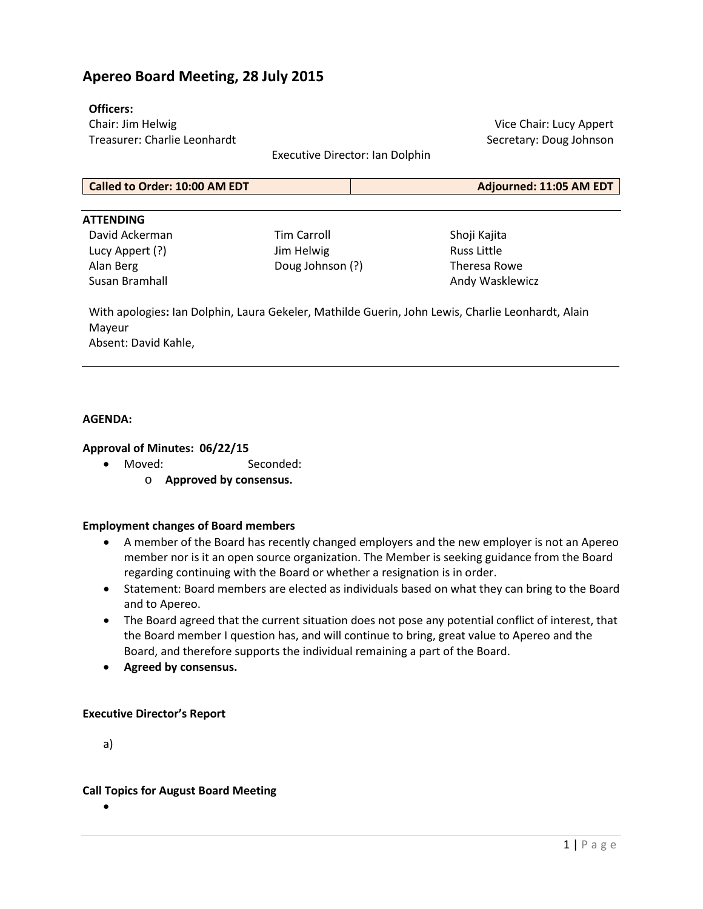# Apereo Board Meeting, 28 July 2015

**Officers:**

Chair: Jim Helwig
Vice Chair: Lucy Appert
Treasurer: Charlie Leonhardt
Secretary: Doug Johnson
Executive Director: Ian Dolphin

| **Called to Order: 10:00 AM EDT** | **Adjourned: 11:05 AM EDT** |
|---|---|

**ATTENDING**

| | | |
|---|---|---|
| David Ackerman | Tim Carroll | Shoji Kajita |
| Lucy Appert (?) | Jim Helwig | Russ Little |
| Alan Berg | Doug Johnson (?) | Theresa Rowe |
| Susan Bramhall | | Andy Wasklewicz |

With apologies**:** Ian Dolphin, Laura Gekeler, Mathilde Guerin, John Lewis, Charlie Leonhardt, Alain Mayeur
Absent: David Kahle,

---

**AGENDA:**

**Approval of Minutes: 06/22/15**

- Moved: Seconded:
  - **Approved by consensus.**

**Employment changes of Board members**

- A member of the Board has recently changed employers and the new employer is not an Apereo member nor is it an open source organization. The Member is seeking guidance from the Board regarding continuing with the Board or whether a resignation is in order.
- Statement: Board members are elected as individuals based on what they can bring to the Board and to Apereo.
- The Board agreed that the current situation does not pose any potential conflict of interest, that the Board member I question has, and will continue to bring, great value to Apereo and the Board, and therefore supports the individual remaining a part of the Board.
- **Agreed by consensus.**

**Executive Director's Report**

a)

**Call Topics for August Board Meeting**

-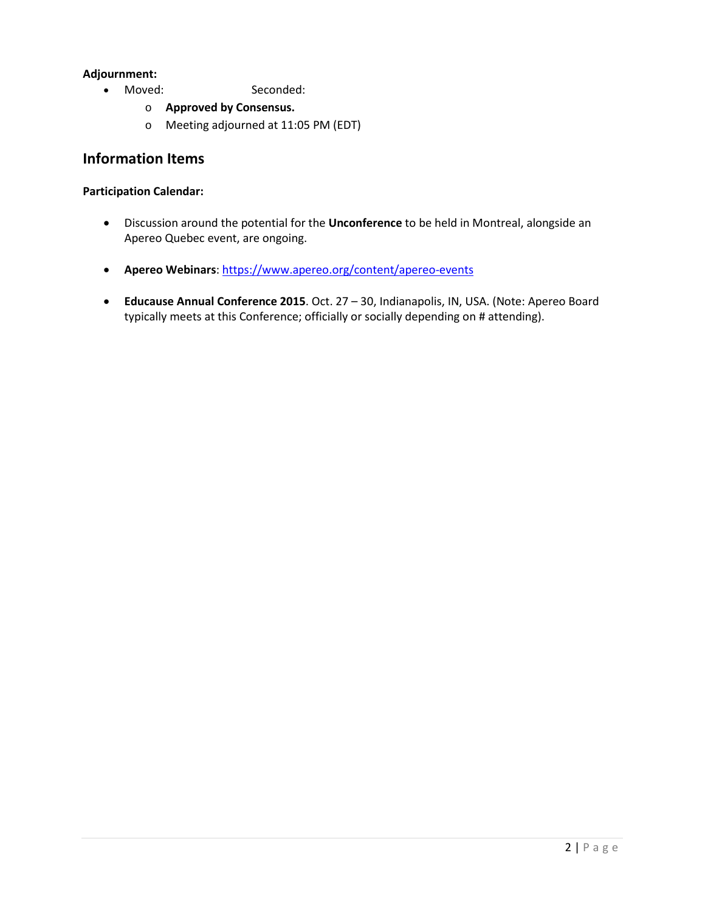**Adjournment:**

- Moved: Seconded:
  - **Approved by Consensus.**
  - Meeting adjourned at 11:05 PM (EDT)

## Information Items

**Participation Calendar:**

- Discussion around the potential for the **Unconference** to be held in Montreal, alongside an Apereo Quebec event, are ongoing.

- **Apereo Webinars**: https://www.apereo.org/content/apereo-events

- **Educause Annual Conference 2015**. Oct. 27 – 30, Indianapolis, IN, USA. (Note: Apereo Board typically meets at this Conference; officially or socially depending on # attending).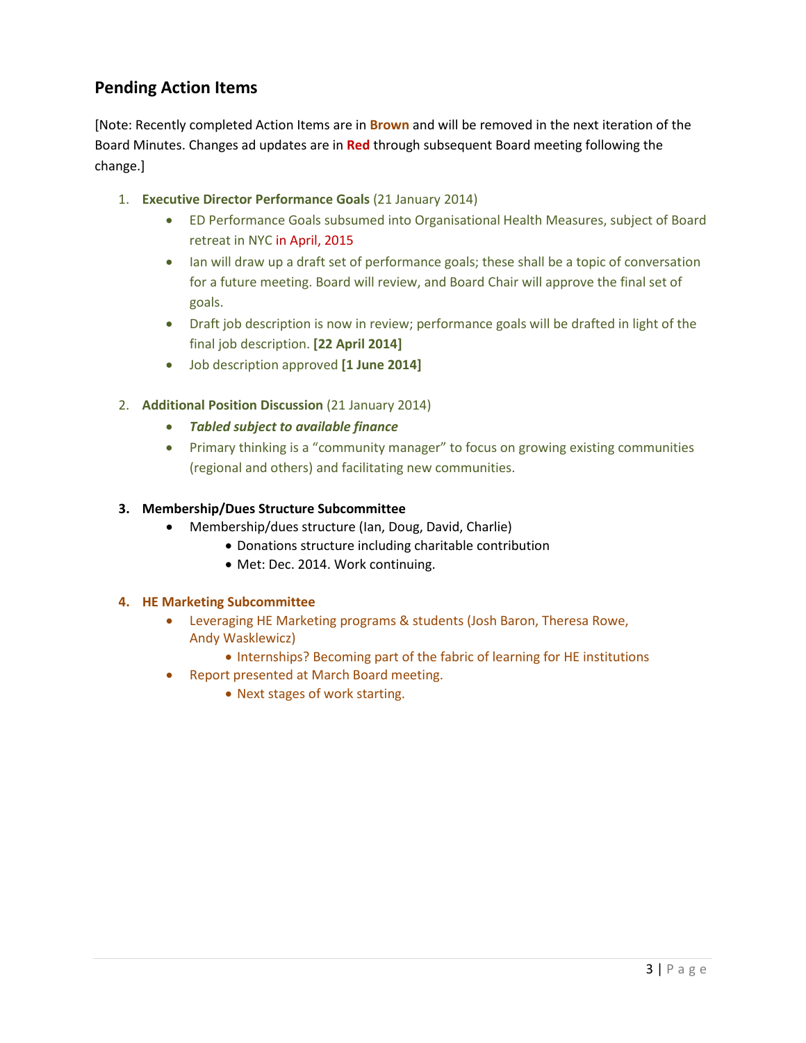## Pending Action Items

[Note: Recently completed Action Items are in **Brown** and will be removed in the next iteration of the Board Minutes. Changes ad updates are in **Red** through subsequent Board meeting following the change.]

1. **Executive Director Performance Goals** (21 January 2014)
   - ED Performance Goals subsumed into Organisational Health Measures, subject of Board retreat in NYC in April, 2015
   - Ian will draw up a draft set of performance goals; these shall be a topic of conversation for a future meeting. Board will review, and Board Chair will approve the final set of goals.
   - Draft job description is now in review; performance goals will be drafted in light of the final job description. **[22 April 2014]**
   - Job description approved **[1 June 2014]**

2. **Additional Position Discussion** (21 January 2014)
   - ***Tabled subject to available finance***
   - Primary thinking is a "community manager" to focus on growing existing communities (regional and others) and facilitating new communities.

3. **Membership/Dues Structure Subcommittee**
   - Membership/dues structure (Ian, Doug, David, Charlie)
     - Donations structure including charitable contribution
     - Met: Dec. 2014. Work continuing.

4. **HE Marketing Subcommittee**
   - Leveraging HE Marketing programs & students (Josh Baron, Theresa Rowe, Andy Wasklewicz)
     - Internships? Becoming part of the fabric of learning for HE institutions
   - Report presented at March Board meeting.
     - Next stages of work starting.